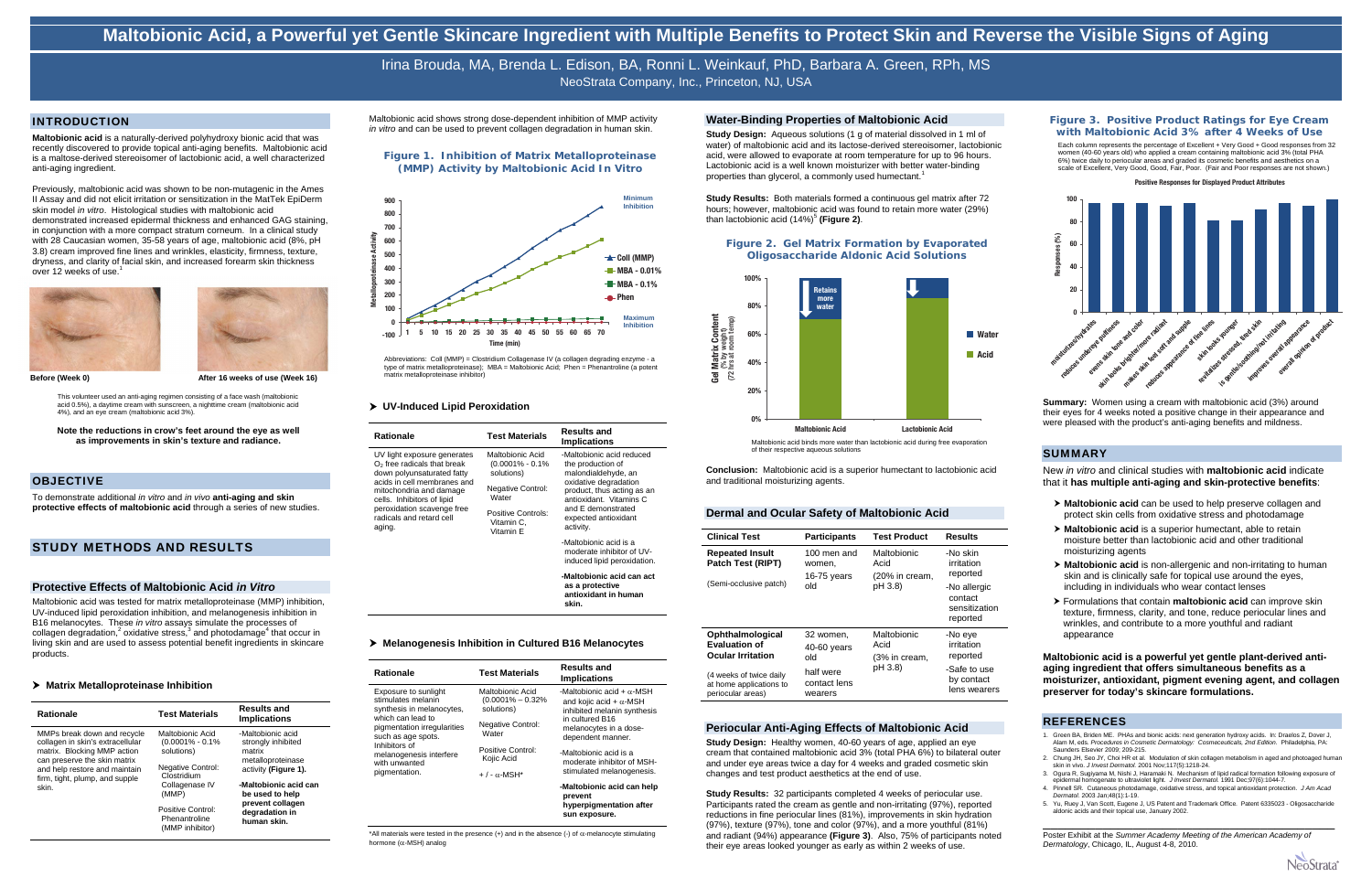# Maltobionic Acid, a Powerful yet Gentle Skincare Ingredient with Multiple Benefits to Protect Skin and Reverse the Visible Signs of Aging

Irina Brouda, MA, Brenda L. Edison, BA, Ronni L. Weinkauf, PhD, Barbara A. Green, RPh, MS
NeoStrata Company, Inc., Princeton, NJ, USA

## INTRODUCTION

**Maltobionic acid** is a naturally-derived polyhydroxy bionic acid that was recently discovered to provide topical anti-aging benefits. Maltobionic acid is a maltose-derived stereoisomer of lactobionic acid, a well characterized anti-aging ingredient.

Previously, maltobionic acid was shown to be non-mutagenic in the Ames II Assay and did not elicit irritation or sensitization in the MatTek EpiDerm skin model *in vitro*. Histological studies with maltobionic acid demonstrated increased epidermal thickness and enhanced GAG staining, in conjunction with a more compact stratum corneum. In a clinical study with 28 Caucasian women, 35-58 years of age, maltobionic acid (8%, pH 3.8) cream improved fine lines and wrinkles, elasticity, firmness, texture, dryness, and clarity of facial skin, and increased forearm skin thickness over 12 weeks of use.[1]

Before (Week 0)    After 16 weeks of use (Week 16)

This volunteer used an anti-aging regimen consisting of a face wash (maltobionic acid 0.5%), a daytime cream with sunscreen, a nighttime cream (maltobionic acid 4%), and an eye cream (maltobionic acid 3%).

**Note the reductions in crow's feet around the eye as well as improvements in skin's texture and radiance.**

## OBJECTIVE

To demonstrate additional *in vitro* and *in vivo* **anti-aging and skin protective effects of maltobionic acid** through a series of new studies.

## STUDY METHODS AND RESULTS

### Protective Effects of Maltobionic Acid *in Vitro*

Maltobionic acid was tested for matrix metalloproteinase (MMP) inhibition, UV-induced lipid peroxidation inhibition, and melanogenesis inhibition in B16 melanocytes. These *in vitro* assays simulate the processes of collagen degradation,[2] oxidative stress,[3] and photodamage[4] that occur in living skin and are used to assess potential benefit ingredients in skincare products.

#### Matrix Metalloproteinase Inhibition

| Rationale | Test Materials | Results and Implications |
|---|---|---|
| MMPs break down and recycle collagen in skin's extracellular matrix. Blocking MMP action can preserve the skin matrix and help restore and maintain firm, tight, plump, and supple skin. | Maltobionic Acid (0.0001% - 0.1% solutions)<br>Negative Control: Clostridium Collagenase IV (MMP)<br>Positive Control: Phenantroline (MMP inhibitor) | -Maltobionic acid strongly inhibited matrix metalloproteinase activity **(Figure 1).**<br>**-Maltobionic acid can be used to help prevent collagen degradation in human skin.** |

Maltobionic acid shows strong dose-dependent inhibition of MMP activity *in vitro* and can be used to prevent collagen degradation in human skin.

**Figure 1. Inhibition of Matrix Metalloproteinase (MMP) Activity by Maltobionic Acid In Vitro**

Abbreviations: Coll (MMP) = Clostridium Collagenase IV (a collagen degrading enzyme - a type of matrix metalloproteinase); MBA = Maltobionic Acid; Phen = Phenanthroline (a potent matrix metalloproteinase inhibitor)

#### UV-Induced Lipid Peroxidation

| Rationale | Test Materials | Results and Implications |
|---|---|---|
| UV light exposure generates $O_2$ free radicals that break down polyunsaturated fatty acids in cell membranes and mitochondria and damage cells. Inhibitors of lipid peroxidation scavenge free radicals and retard cell aging. | Maltobionic Acid (0.0001% - 0.1% solutions)<br>Negative Control: Water<br>Positive Controls: Vitamin C, Vitamin E | -Maltobionic acid reduced the production of malondialdehyde, an oxidative degradation product, thus acting as an antioxidant. Vitamins C and E demonstrated expected antioxidant activity.<br>-Maltobionic acid is a moderate inhibitor of UV-induced lipid peroxidation.<br>**-Maltobionic acid can act as a protective antioxidant in human skin.** |

#### Melanogenesis Inhibition in Cultured B16 Melanocytes

| Rationale | Test Materials | Results and Implications |
|---|---|---|
| Exposure to sunlight stimulates melanin synthesis in melanocytes, which can lead to pigmentation irregularities such as age spots. Inhibitors of melanogenesis interfere with unwanted pigmentation. | Maltobionic Acid (0.0001% – 0.32% solutions)<br>Negative Control: Water<br>Positive Control: Kojic Acid<br>+ / - α-MSH* | -Maltobionic acid + α-MSH and kojic acid + α-MSH inhibited melanin synthesis in cultured B16 melanocytes in a dose-dependent manner.<br>-Maltobionic acid is a moderate inhibitor of MSH-stimulated melanogenesis.<br>**-Maltobionic acid can help prevent hyperpigmentation after sun exposure.** |

*All materials were tested in the presence (+) and in the absence (-) of α-melanocyte stimulating hormone (α-MSH) analog

### Water-Binding Properties of Maltobionic Acid

**Study Design:** Aqueous solutions (1 g of material dissolved in 1 ml of water) of maltobionic acid and its lactose-derived stereoisomer, lactobionic acid, were allowed to evaporate at room temperature for up to 96 hours. Lactobionic acid is a well known moisturizer with better water-binding properties than glycerol, a commonly used humectant.[1]

**Study Results:** Both materials formed a continuous gel matrix after 72 hours; however, maltobionic acid was found to retain more water (29%) than lactobionic acid (14%)[1] **(Figure 2)**.

**Figure 2. Gel Matrix Formation by Evaporated Oligosaccharide Aldonic Acid Solutions**

Maltobionic acid binds more water than lactobionic acid during free evaporation of their respective aqueous solutions

**Conclusion:** Maltobionic acid is a superior humectant to lactobionic acid and traditional moisturizing agents.

### Dermal and Ocular Safety of Maltobionic Acid

| Clinical Test | Participants | Test Product | Results |
|---|---|---|---|
| **Repeated Insult Patch Test (RIPT)**<br>(Semi-occlusive patch) | 100 men and women,<br>16-75 years old | Maltobionic Acid<br>(20% in cream, pH 3.8) | -No skin irritation reported<br>-No allergic contact sensitization reported |
| **Ophthalmological Evaluation of Ocular Irritation**<br>(4 weeks of twice daily at home applications to periocular areas) | 32 women,<br>40-60 years old<br>half were contact lens wearers | Maltobionic Acid<br>(3% in cream, pH 3.8) | -No eye irritation reported<br>-Safe to use by contact lens wearers |

### Periocular Anti-Aging Effects of Maltobionic Acid

**Study Design:** Healthy women, 40-60 years of age, applied an eye cream that contained maltobionic acid 3% (total PHA 6%) to bilateral outer and under eye areas twice a day for 4 weeks and graded cosmetic skin changes and test product aesthetics at the end of use.

**Study Results:** 32 participants completed 4 weeks of periocular use. Participants rated the cream as gentle and non-irritating (97%), reported reductions in fine periocular lines (81%), improvements in skin hydration (97%), texture (97%), tone and color (97%), and a more youthful (81%) and radiant (94%) appearance **(Figure 3)**. Also, 75% of participants noted their eye areas looked younger as early as within 2 weeks of use.

**Figure 3. Positive Product Ratings for Eye Cream with Maltobionic Acid 3% after 4 Weeks of Use**

Each column represents the percentage of Excellent + Very Good + Good responses from 32 women (40-60 years old) who applied a cream containing maltobionic acid 3% (total PHA 6%) twice daily to periocular areas and graded its cosmetic benefits and aesthetics on a scale of Excellent, Very Good, Good, Fair, Poor. (Fair and Poor responses are not shown.)

**Summary:** Women using a cream with maltobionic acid (3%) around their eyes for 4 weeks noted a positive change in their appearance and were pleased with the product's anti-aging benefits and mildness.

## SUMMARY

New *in vitro* and clinical studies with **maltobionic acid** indicate that it **has multiple anti-aging and skin-protective benefits**:

- **Maltobionic acid** can be used to help preserve collagen and protect skin cells from oxidative stress and photodamage
- **Maltobionic acid** is a superior humectant, able to retain moisture better than lactobionic acid and other traditional moisturizing agents
- **Maltobionic acid** is non-allergenic and non-irritating to human skin and is clinically safe for topical use around the eyes, including in individuals who wear contact lenses
- Formulations that contain **maltobionic acid** can improve skin texture, firmness, clarity, and tone, reduce periocular lines and wrinkles, and contribute to a more youthful and radiant appearance

**Maltobionic acid is a powerful yet gentle plant-derived anti-aging ingredient that offers simultaneous benefits as a moisturizer, antioxidant, pigment evening agent, and collagen preserver for today's skincare formulations.**

## REFERENCES

1. Green BA, Briden ME. PHAs and bionic acids: next generation hydroxy acids. In: Draelos Z, Dover J, Alam M, eds. *Procedures in Cosmetic Dermatology: Cosmeceuticals, 2nd Edition.* Philadelphia, PA: Saunders Elsevier 2009: 209-215.
2. Chung JH, Seo JY, Choi HR et al. Modulation of skin collagen metabolism in aged and photoaged human skin in vivo. *J Invest Dermatol.* 2001 Nov;117(5):1218-24.
3. Ogura R, Sugiyama M, Nishi J, Haramaki N. Mechanism of lipid radical formation following exposure of epidermal homogenate to ultraviolet light. *J Invest Dermatol.* 1991 Dec;97(6):1044-7.
4. Pinnell SR. Cutaneous photodamage, oxidative stress, and topical antioxidant protection. *J Am Acad Dermatol.* 2003 Jan;48(1):1-19.
5. Yu, Ruey J, Van Scott, Eugene J, US Patent and Trademark Office. Patent 6335023 - Oligosaccharide aldonic acids and their topical use, January 2002.

Poster Exhibit at the *Summer Academy Meeting of the American Academy of Dermatology*, Chicago, IL, August 4-8, 2010.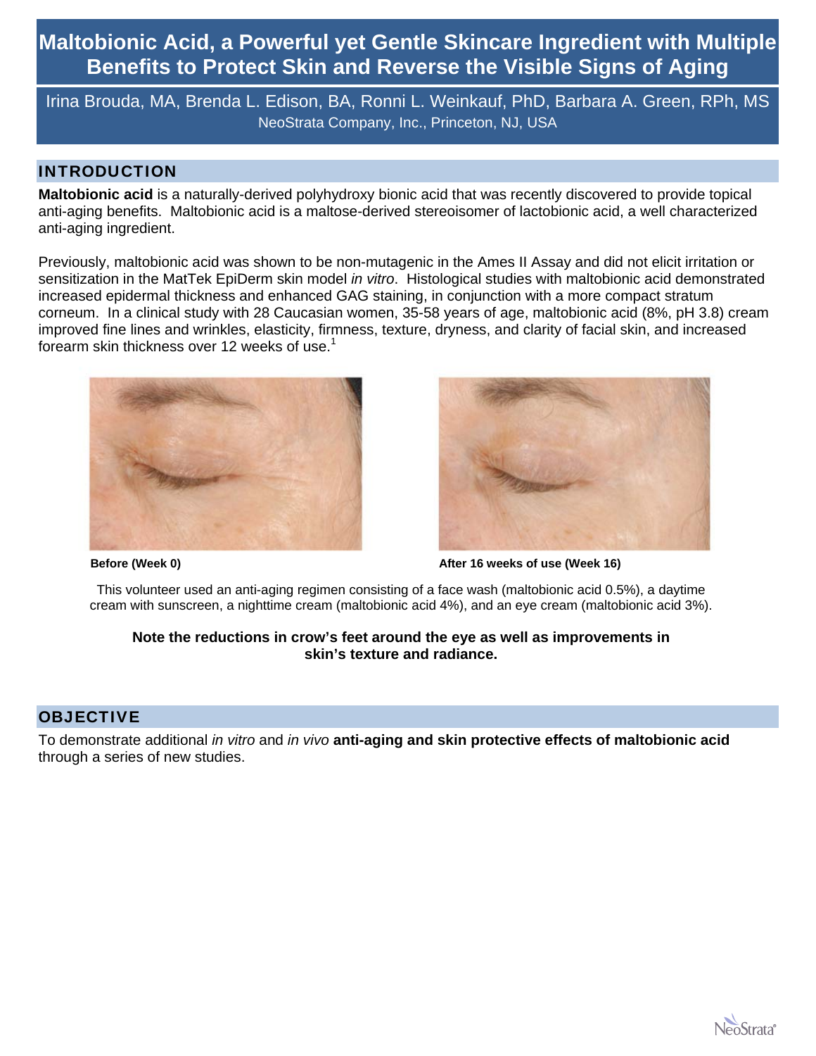# Maltobionic Acid, a Powerful yet Gentle Skincare Ingredient with Multiple Benefits to Protect Skin and Reverse the Visible Signs of Aging

Irina Brouda, MA, Brenda L. Edison, BA, Ronni L. Weinkauf, PhD, Barbara A. Green, RPh, MS
NeoStrata Company, Inc., Princeton, NJ, USA

## INTRODUCTION

**Maltobionic acid** is a naturally-derived polyhydroxy bionic acid that was recently discovered to provide topical anti-aging benefits. Maltobionic acid is a maltose-derived stereoisomer of lactobionic acid, a well characterized anti-aging ingredient.

Previously, maltobionic acid was shown to be non-mutagenic in the Ames II Assay and did not elicit irritation or sensitization in the MatTek EpiDerm skin model *in vitro*. Histological studies with maltobionic acid demonstrated increased epidermal thickness and enhanced GAG staining, in conjunction with a more compact stratum corneum. In a clinical study with 28 Caucasian women, 35-58 years of age, maltobionic acid (8%, pH 3.8) cream improved fine lines and wrinkles, elasticity, firmness, texture, dryness, and clarity of facial skin, and increased forearm skin thickness over 12 weeks of use.[1]

**Before (Week 0)**

**After 16 weeks of use (Week 16)**

This volunteer used an anti-aging regimen consisting of a face wash (maltobionic acid 0.5%), a daytime cream with sunscreen, a nighttime cream (maltobionic acid 4%), and an eye cream (maltobionic acid 3%).

**Note the reductions in crow's feet around the eye as well as improvements in skin's texture and radiance.**

## OBJECTIVE

To demonstrate additional *in vitro* and *in vivo* **anti-aging and skin protective effects of maltobionic acid** through a series of new studies.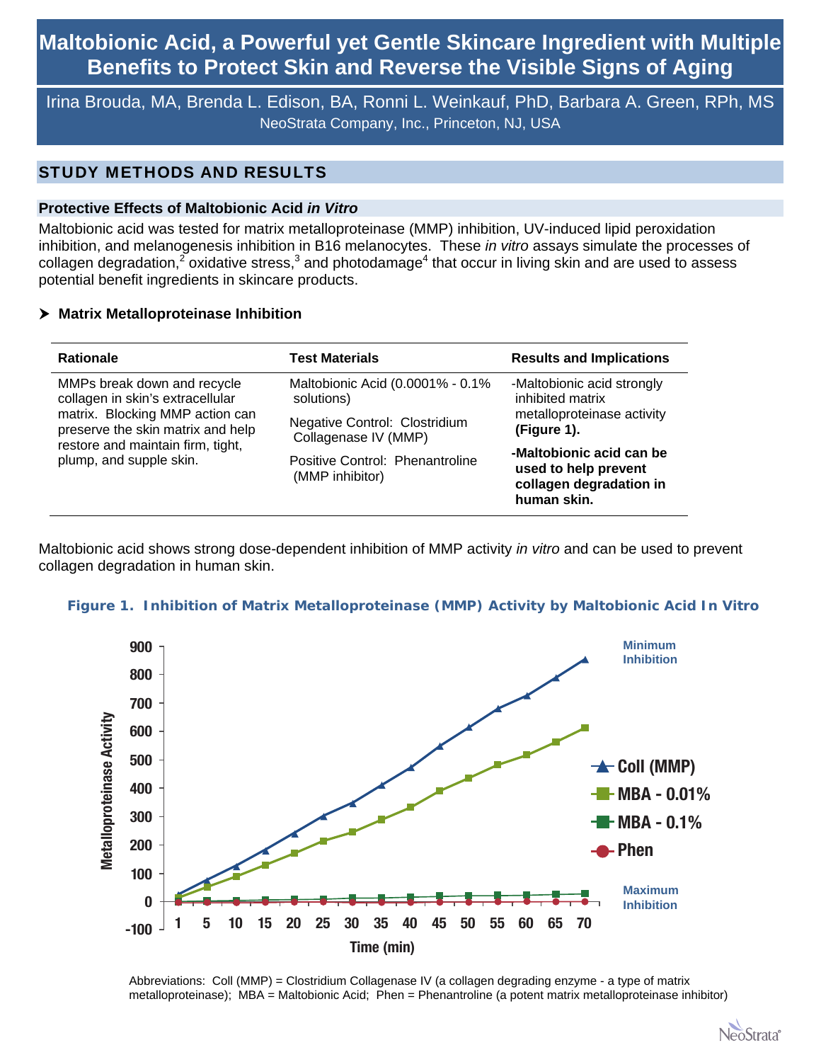# Maltobionic Acid, a Powerful yet Gentle Skincare Ingredient with Multiple Benefits to Protect Skin and Reverse the Visible Signs of Aging

Irina Brouda, MA, Brenda L. Edison, BA, Ronni L. Weinkauf, PhD, Barbara A. Green, RPh, MS

NeoStrata Company, Inc., Princeton, NJ, USA

## STUDY METHODS AND RESULTS

### Protective Effects of Maltobionic Acid *in Vitro*

Maltobionic acid was tested for matrix metalloproteinase (MMP) inhibition, UV-induced lipid peroxidation inhibition, and melanogenesis inhibition in B16 melanocytes. These *in vitro* assays simulate the processes of collagen degradation,[2] oxidative stress,[3] and photodamage[4] that occur in living skin and are used to assess potential benefit ingredients in skincare products.

- **Matrix Metalloproteinase Inhibition**

| Rationale | Test Materials | Results and Implications |
|---|---|---|
| MMPs break down and recycle collagen in skin's extracellular matrix. Blocking MMP action can preserve the skin matrix and help restore and maintain firm, tight, plump, and supple skin. | Maltobionic Acid (0.0001% - 0.1% solutions)<br>Negative Control: Clostridium Collagenase IV (MMP)<br>Positive Control: Phenantroline (MMP inhibitor) | -Maltobionic acid strongly inhibited matrix metalloproteinase activity **(Figure 1).**<br>**-Maltobionic acid can be used to help prevent collagen degradation in human skin.** |

Maltobionic acid shows strong dose-dependent inhibition of MMP activity *in vitro* and can be used to prevent collagen degradation in human skin.

**Figure 1. Inhibition of Matrix Metalloproteinase (MMP) Activity by Maltobionic Acid In Vitro**

Abbreviations: Coll (MMP) = Clostridium Collagenase IV (a collagen degrading enzyme - a type of matrix metalloproteinase); MBA = Maltobionic Acid; Phen = Phenantroline (a potent matrix metalloproteinase inhibitor)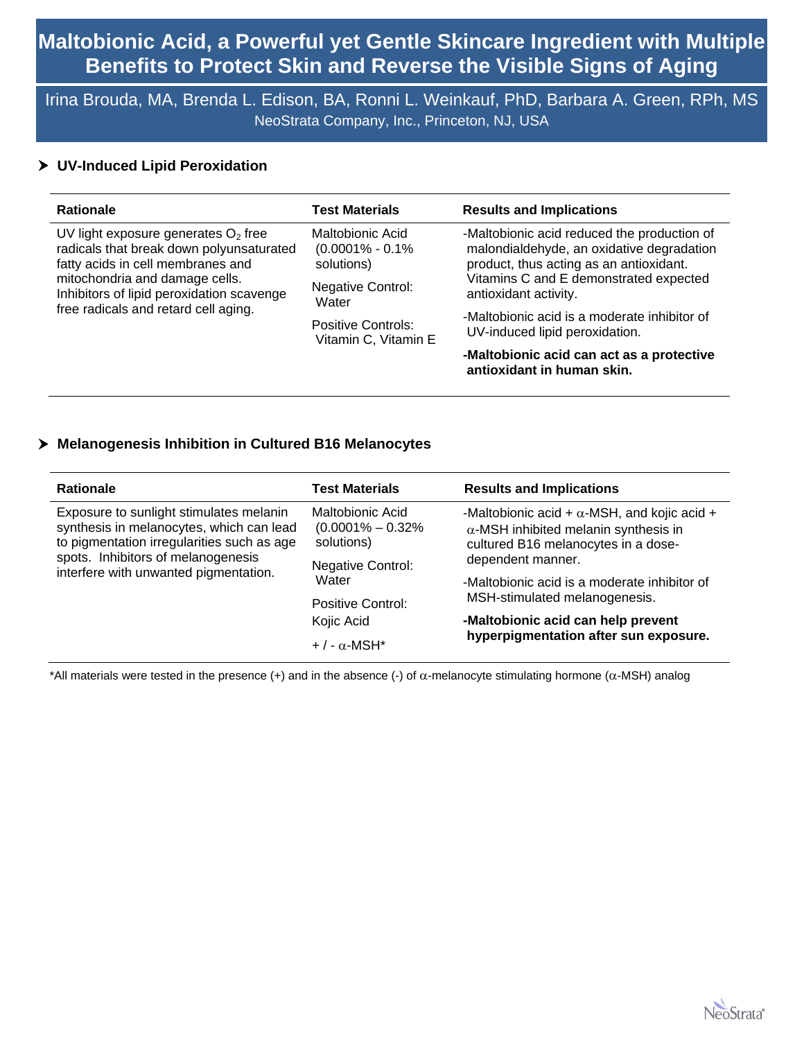# Maltobionic Acid, a Powerful yet Gentle Skincare Ingredient with Multiple Benefits to Protect Skin and Reverse the Visible Signs of Aging

Irina Brouda, MA, Brenda L. Edison, BA, Ronni L. Weinkauf, PhD, Barbara A. Green, RPh, MS
NeoStrata Company, Inc., Princeton, NJ, USA

## UV-Induced Lipid Peroxidation

| Rationale | Test Materials | Results and Implications |
|---|---|---|
| UV light exposure generates $O_2$ free radicals that break down polyunsaturated fatty acids in cell membranes and mitochondria and damage cells. Inhibitors of lipid peroxidation scavenge free radicals and retard cell aging. | Maltobionic Acid (0.0001% - 0.1% solutions)<br><br>Negative Control: Water<br><br>Positive Controls: Vitamin C, Vitamin E | -Maltobionic acid reduced the production of malondialdehyde, an oxidative degradation product, thus acting as an antioxidant. Vitamins C and E demonstrated expected antioxidant activity.<br><br>-Maltobionic acid is a moderate inhibitor of UV-induced lipid peroxidation.<br><br>**-Maltobionic acid can act as a protective antioxidant in human skin.** |

## Melanogenesis Inhibition in Cultured B16 Melanocytes

| Rationale | Test Materials | Results and Implications |
|---|---|---|
| Exposure to sunlight stimulates melanin synthesis in melanocytes, which can lead to pigmentation irregularities such as age spots. Inhibitors of melanogenesis interfere with unwanted pigmentation. | Maltobionic Acid (0.0001% – 0.32% solutions)<br><br>Negative Control: Water<br><br>Positive Control: Kojic Acid<br><br>+ / - α-MSH* | -Maltobionic acid + α-MSH, and kojic acid + α-MSH inhibited melanin synthesis in cultured B16 melanocytes in a dose-dependent manner.<br><br>-Maltobionic acid is a moderate inhibitor of MSH-stimulated melanogenesis.<br><br>**-Maltobionic acid can help prevent hyperpigmentation after sun exposure.** |

*All materials were tested in the presence (+) and in the absence (-) of α-melanocyte stimulating hormone (α-MSH) analog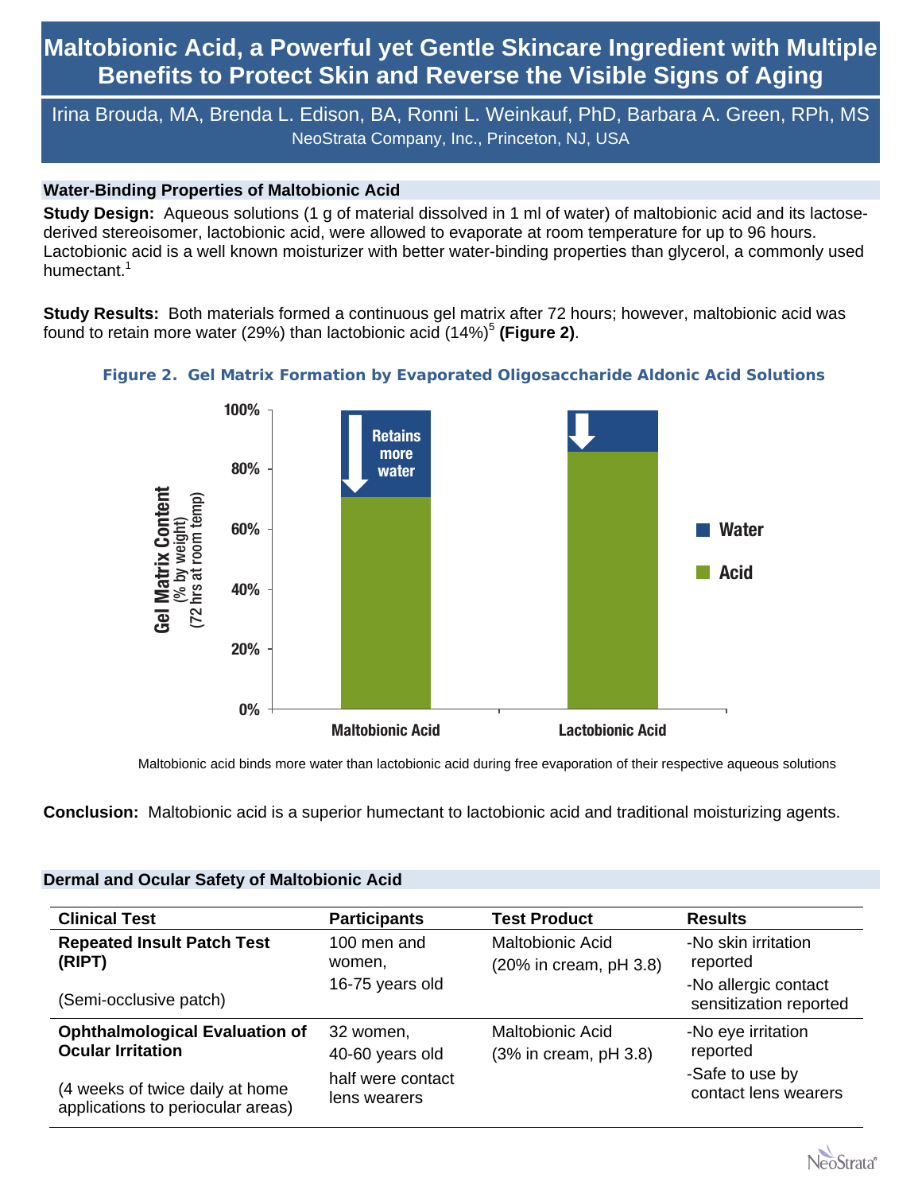# Maltobionic Acid, a Powerful yet Gentle Skincare Ingredient with Multiple Benefits to Protect Skin and Reverse the Visible Signs of Aging

Irina Brouda, MA, Brenda L. Edison, BA, Ronni L. Weinkauf, PhD, Barbara A. Green, RPh, MS

NeoStrata Company, Inc., Princeton, NJ, USA

## Water-Binding Properties of Maltobionic Acid

**Study Design:** Aqueous solutions (1 g of material dissolved in 1 ml of water) of maltobionic acid and its lactose-derived stereoisomer, lactobionic acid, were allowed to evaporate at room temperature for up to 96 hours. Lactobionic acid is a well known moisturizer with better water-binding properties than glycerol, a commonly used humectant.[1]

**Study Results:** Both materials formed a continuous gel matrix after 72 hours; however, maltobionic acid was found to retain more water (29%) than lactobionic acid (14%)[5] **(Figure 2)**.

**Figure 2. Gel Matrix Formation by Evaporated Oligosaccharide Aldonic Acid Solutions**

Maltobionic acid binds more water than lactobionic acid during free evaporation of their respective aqueous solutions

**Conclusion:** Maltobionic acid is a superior humectant to lactobionic acid and traditional moisturizing agents.

## Dermal and Ocular Safety of Maltobionic Acid

| Clinical Test | Participants | Test Product | Results |
|---|---|---|---|
| **Repeated Insult Patch Test (RIPT)**<br>(Semi-occlusive patch) | 100 men and women,<br>16-75 years old | Maltobionic Acid<br>(20% in cream, pH 3.8) | -No skin irritation reported<br>-No allergic contact sensitization reported |
| **Ophthalmological Evaluation of Ocular Irritation**<br>(4 weeks of twice daily at home applications to periocular areas) | 32 women,<br>40-60 years old<br>half were contact lens wearers | Maltobionic Acid<br>(3% in cream, pH 3.8) | -No eye irritation reported<br>-Safe to use by contact lens wearers |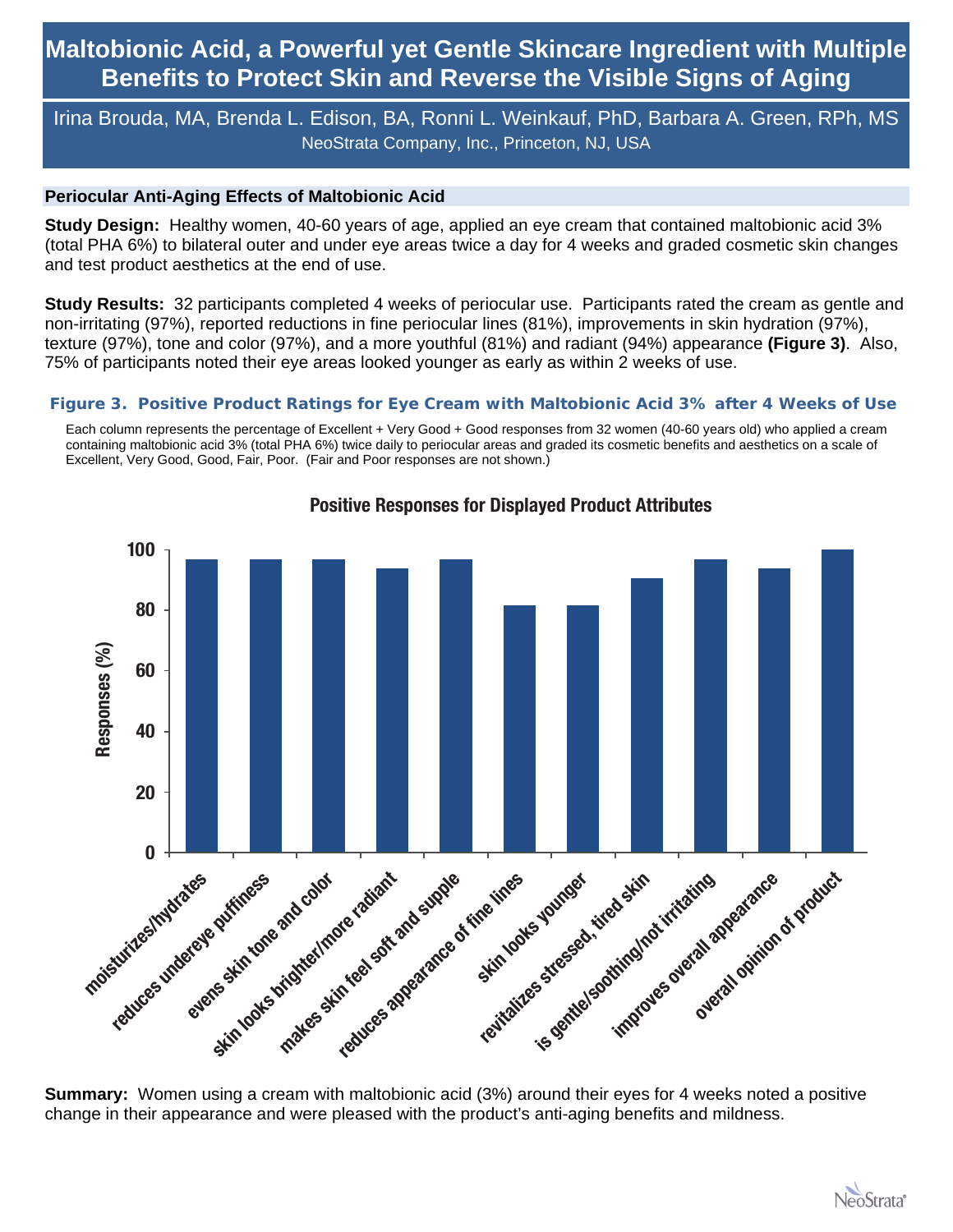# Maltobionic Acid, a Powerful yet Gentle Skincare Ingredient with Multiple Benefits to Protect Skin and Reverse the Visible Signs of Aging

Irina Brouda, MA, Brenda L. Edison, BA, Ronni L. Weinkauf, PhD, Barbara A. Green, RPh, MS

NeoStrata Company, Inc., Princeton, NJ, USA

## Periocular Anti-Aging Effects of Maltobionic Acid

**Study Design:** Healthy women, 40-60 years of age, applied an eye cream that contained maltobionic acid 3% (total PHA 6%) to bilateral outer and under eye areas twice a day for 4 weeks and graded cosmetic skin changes and test product aesthetics at the end of use.

**Study Results:** 32 participants completed 4 weeks of periocular use. Participants rated the cream as gentle and non-irritating (97%), reported reductions in fine periocular lines (81%), improvements in skin hydration (97%), texture (97%), tone and color (97%), and a more youthful (81%) and radiant (94%) appearance **(Figure 3)**. Also, 75% of participants noted their eye areas looked younger as early as within 2 weeks of use.

**Figure 3. Positive Product Ratings for Eye Cream with Maltobionic Acid 3% after 4 Weeks of Use**

Each column represents the percentage of Excellent + Very Good + Good responses from 32 women (40-60 years old) who applied a cream containing maltobionic acid 3% (total PHA 6%) twice daily to periocular areas and graded its cosmetic benefits and aesthetics on a scale of Excellent, Very Good, Good, Fair, Poor. (Fair and Poor responses are not shown.)

Positive Responses for Displayed Product Attributes

| Attribute | Responses (%) |
|---|---|
| moisturizes/hydrates | ~97 |
| reduces undereye puffiness | ~97 |
| evens skin tone and color | ~97 |
| skin looks brighter/more radiant | ~94 |
| makes skin feel soft and supple | ~97 |
| reduces appearance of fine lines | ~81 |
| skin looks younger | ~81 |
| revitalizes stressed, tired skin | ~91 |
| is gentle/soothing/not irritating | ~97 |
| improves overall appearance | ~94 |
| overall opinion of product | ~100 |

**Summary:** Women using a cream with maltobionic acid (3%) around their eyes for 4 weeks noted a positive change in their appearance and were pleased with the product's anti-aging benefits and mildness.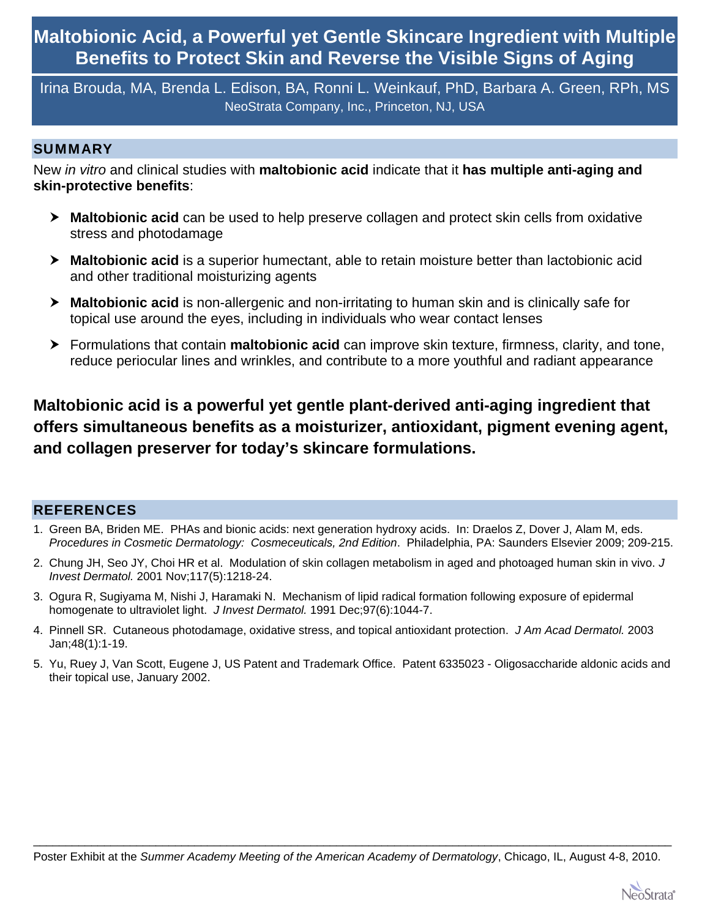# Maltobionic Acid, a Powerful yet Gentle Skincare Ingredient with Multiple Benefits to Protect Skin and Reverse the Visible Signs of Aging

Irina Brouda, MA, Brenda L. Edison, BA, Ronni L. Weinkauf, PhD, Barbara A. Green, RPh, MS

NeoStrata Company, Inc., Princeton, NJ, USA

## SUMMARY

New *in vitro* and clinical studies with **maltobionic acid** indicate that it **has multiple anti-aging and skin-protective benefits**:

- **Maltobionic acid** can be used to help preserve collagen and protect skin cells from oxidative stress and photodamage
- **Maltobionic acid** is a superior humectant, able to retain moisture better than lactobionic acid and other traditional moisturizing agents
- **Maltobionic acid** is non-allergenic and non-irritating to human skin and is clinically safe for topical use around the eyes, including in individuals who wear contact lenses
- Formulations that contain **maltobionic acid** can improve skin texture, firmness, clarity, and tone, reduce periocular lines and wrinkles, and contribute to a more youthful and radiant appearance

**Maltobionic acid is a powerful yet gentle plant-derived anti-aging ingredient that offers simultaneous benefits as a moisturizer, antioxidant, pigment evening agent, and collagen preserver for today's skincare formulations.**

## REFERENCES

1. Green BA, Briden ME. PHAs and bionic acids: next generation hydroxy acids. In: Draelos Z, Dover J, Alam M, eds. *Procedures in Cosmetic Dermatology: Cosmeceuticals, 2nd Edition*. Philadelphia, PA: Saunders Elsevier 2009; 209-215.
2. Chung JH, Seo JY, Choi HR et al. Modulation of skin collagen metabolism in aged and photoaged human skin in vivo. *J Invest Dermatol.* 2001 Nov;117(5):1218-24.
3. Ogura R, Sugiyama M, Nishi J, Haramaki N. Mechanism of lipid radical formation following exposure of epidermal homogenate to ultraviolet light. *J Invest Dermatol.* 1991 Dec;97(6):1044-7.
4. Pinnell SR. Cutaneous photodamage, oxidative stress, and topical antioxidant protection. *J Am Acad Dermatol.* 2003 Jan;48(1):1-19.
5. Yu, Ruey J, Van Scott, Eugene J, US Patent and Trademark Office. Patent 6335023 - Oligosaccharide aldonic acids and their topical use, January 2002.

Poster Exhibit at the *Summer Academy Meeting of the American Academy of Dermatology*, Chicago, IL, August 4-8, 2010.